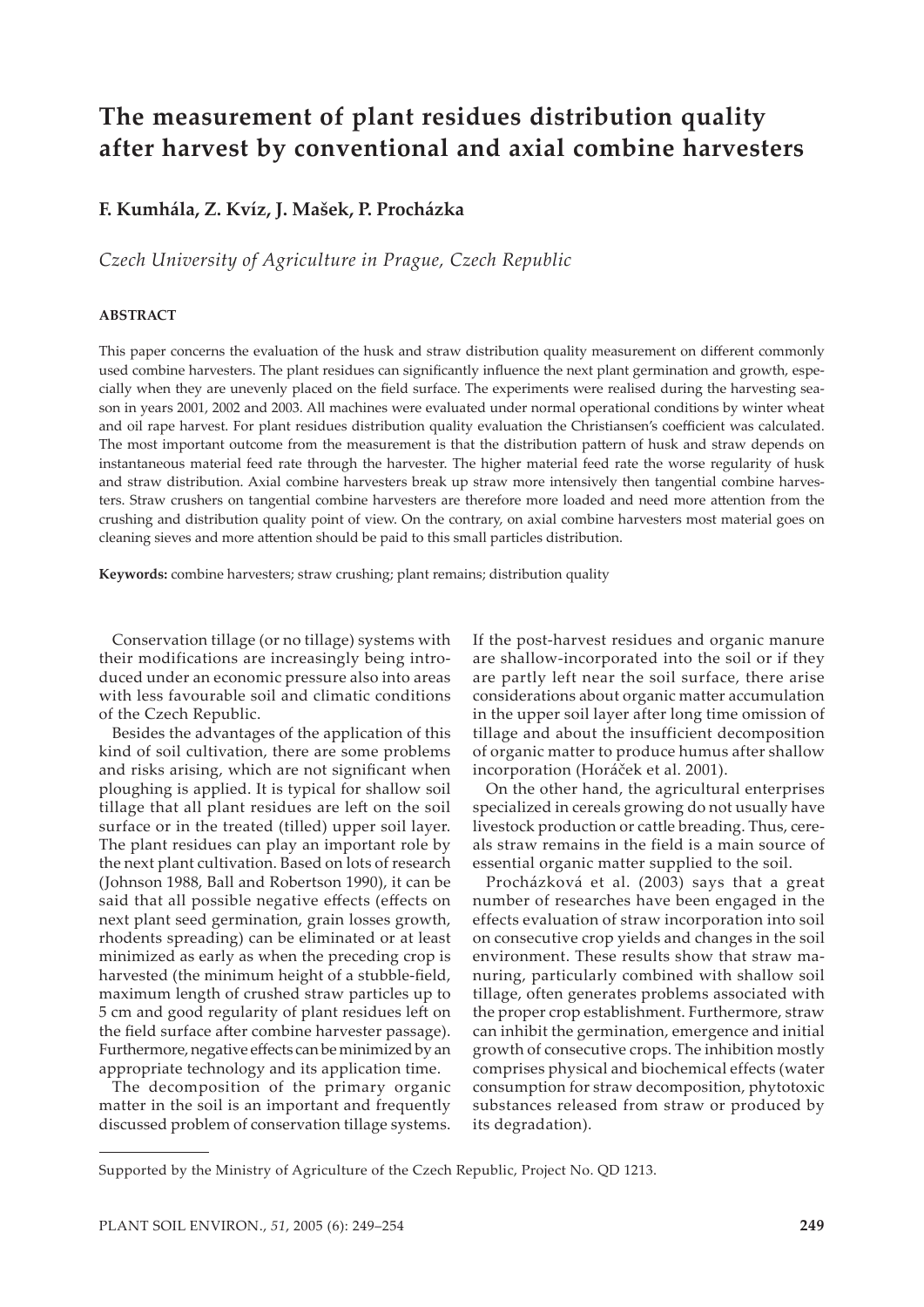# The measurement of plant residues distribution quality after harvest by conventional and axial combine harvesters

**F. Kumhála, Z. Kvíz, J. Mašek, P. Procházka**

*Czech University of Agriculture in Prague, Czech Republic*

#### ABSTRACT

This paper concerns the evaluation of the husk and straw distribution quality measurement on different commonly used combine harvesters. The plant residues can significantly influence the next plant germination and growth, especially when they are unevenly placed on the field surface. The experiments were realised during the harvesting season in years 2001, 2002 and 2003. All machines were evaluated under normal operational conditions by winter wheat and oil rape harvest. For plant residues distribution quality evaluation the Christiansen's coefficient was calculated. The most important outcome from the measurement is that the distribution pattern of husk and straw depends on instantaneous material feed rate through the harvester. The higher material feed rate the worse regularity of husk and straw distribution. Axial combine harvesters break up straw more intensively then tangential combine harvesters. Straw crushers on tangential combine harvesters are therefore more loaded and need more attention from the crushing and distribution quality point of view. On the contrary, on axial combine harvesters most material goes on cleaning sieves and more attention should be paid to this small particles distribution.

**Keywords:** combine harvesters; straw crushing; plant remains; distribution quality

Conservation tillage (or no tillage) systems with their modifications are increasingly being introduced under an economic pressure also into areas with less favourable soil and climatic conditions of the Czech Republic.

Besides the advantages of the application of this kind of soil cultivation, there are some problems and risks arising, which are not significant when ploughing is applied. It is typical for shallow soil tillage that all plant residues are left on the soil surface or in the treated (tilled) upper soil layer. The plant residues can play an important role by the next plant cultivation. Based on lots of research (Johnson 1988, Ball and Robertson 1990), it can be said that all possible negative effects (effects on next plant seed germination, grain losses growth, rhodents spreading) can be eliminated or at least minimized as early as when the preceding crop is harvested (the minimum height of a stubble-field, maximum length of crushed straw particles up to 5 cm and good regularity of plant residues left on the field surface after combine harvester passage). Furthermore, negative effects can be minimized by an appropriate technology and its application time.

The decomposition of the primary organic matter in the soil is an important and frequently discussed problem of conservation tillage systems. If the post-harvest residues and organic manure are shallow-incorporated into the soil or if they are partly left near the soil surface, there arise considerations about organic matter accumulation in the upper soil layer after long time omission of tillage and about the insufficient decomposition of organic matter to produce humus after shallow incorporation (Horáček et al. 2001).

On the other hand, the agricultural enterprises specialized in cereals growing do not usually have livestock production or cattle breading. Thus, cereals straw remains in the field is a main source of essential organic matter supplied to the soil.

Procházková et al. (2003) says that a great number of researches have been engaged in the effects evaluation of straw incorporation into soil on consecutive crop yields and changes in the soil environment. These results show that straw manuring, particularly combined with shallow soil tillage, often generates problems associated with the proper crop establishment. Furthermore, straw can inhibit the germination, emergence and initial growth of consecutive crops. The inhibition mostly comprises physical and biochemical effects (water consumption for straw decomposition, phytotoxic substances released from straw or produced by its degradation).

Supported by the Ministry of Agriculture of the Czech Republic, Project No. QD 1213.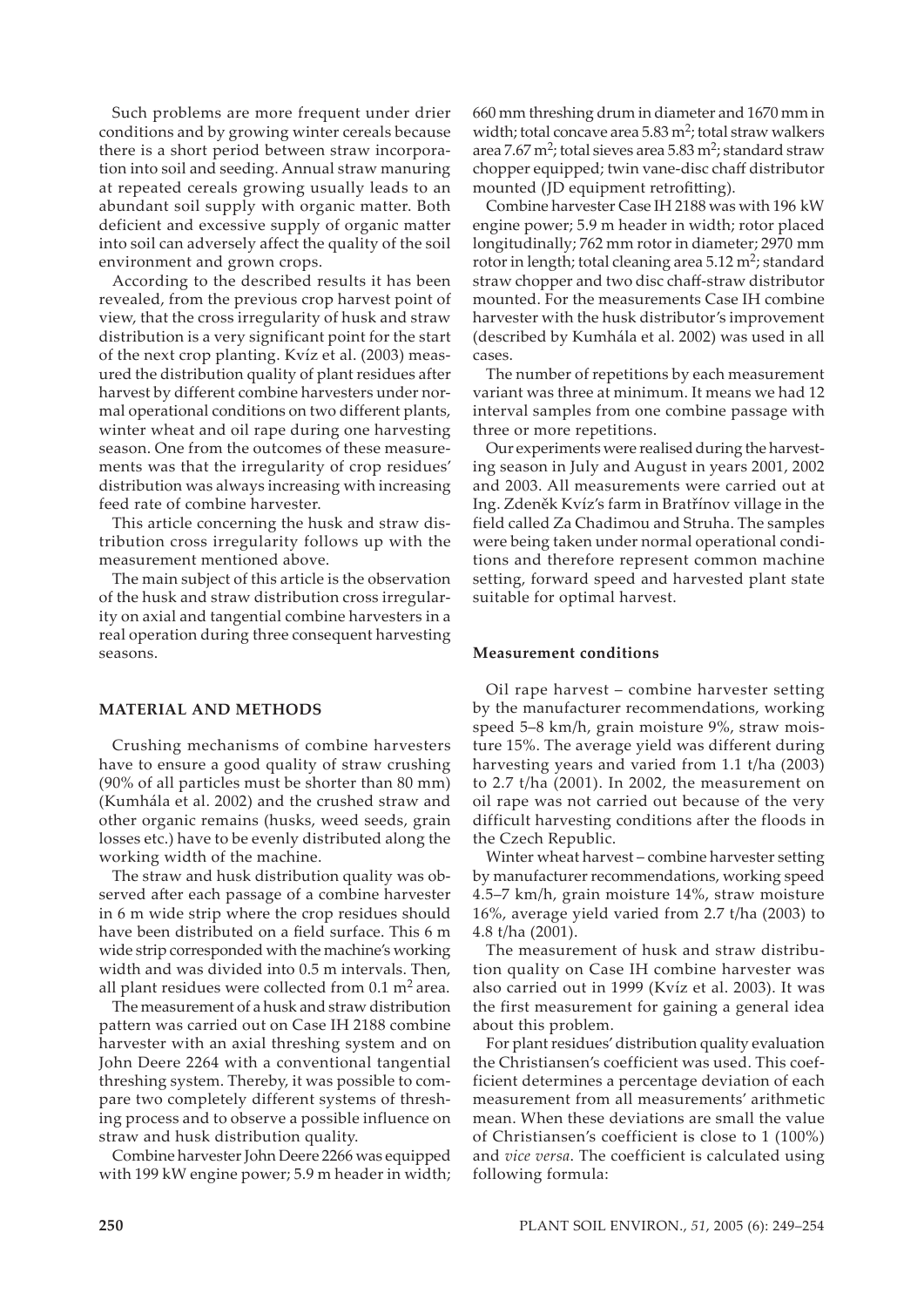Such problems are more frequent under drier conditions and by growing winter cereals because there is a short period between straw incorporation into soil and seeding. Annual straw manuring at repeated cereals growing usually leads to an abundant soil supply with organic matter. Both deficient and excessive supply of organic matter into soil can adversely affect the quality of the soil environment and grown crops.

According to the described results it has been revealed, from the previous crop harvest point of view, that the cross irregularity of husk and straw distribution is a very significant point for the start of the next crop planting. Kvíz et al. (2003) measured the distribution quality of plant residues after harvest by different combine harvesters under normal operational conditions on two different plants, winter wheat and oil rape during one harvesting season. One from the outcomes of these measurements was that the irregularity of crop residues' distribution was always increasing with increasing feed rate of combine harvester.

This article concerning the husk and straw distribution cross irregularity follows up with the measurement mentioned above.

The main subject of this article is the observation of the husk and straw distribution cross irregularity on axial and tangential combine harvesters in a real operation during three consequent harvesting seasons.

## MATERIAL AND METHODS

Crushing mechanisms of combine harvesters have to ensure a good quality of straw crushing (90% of all particles must be shorter than 80 mm) (Kumhála et al. 2002) and the crushed straw and other organic remains (husks, weed seeds, grain losses etc.) have to be evenly distributed along the working width of the machine.

The straw and husk distribution quality was observed after each passage of a combine harvester in 6 m wide strip where the crop residues should have been distributed on a field surface. This 6 m wide strip corresponded with the machine's working width and was divided into 0.5 m intervals. Then, all plant residues were collected from 0.1 m$^2$ area.

The measurement of a husk and straw distribution pattern was carried out on Case IH 2188 combine harvester with an axial threshing system and on John Deere 2264 with a conventional tangential threshing system. Thereby, it was possible to compare two completely different systems of threshing process and to observe a possible influence on straw and husk distribution quality.

Combine harvester John Deere 2266 was equipped with 199 kW engine power; 5.9 m header in width; 660 mm threshing drum in diameter and 1670 mm in width; total concave area 5.83 m$^2$; total straw walkers area 7.67 m$^2$; total sieves area 5.83 m$^2$; standard straw chopper equipped; twin vane-disc chaff distributor mounted (JD equipment retrofitting).

Combine harvester Case IH 2188 was with 196 kW engine power; 5.9 m header in width; rotor placed longitudinally; 762 mm rotor in diameter; 2970 mm rotor in length; total cleaning area 5.12 m$^2$; standard straw chopper and two disc chaff-straw distributor mounted. For the measurements Case IH combine harvester with the husk distributor's improvement (described by Kumhála et al. 2002) was used in all cases.

The number of repetitions by each measurement variant was three at minimum. It means we had 12 interval samples from one combine passage with three or more repetitions.

Our experiments were realised during the harvesting season in July and August in years 2001, 2002 and 2003. All measurements were carried out at Ing. Zdeněk Kvíz's farm in Bratřínov village in the field called Za Chadimou and Struha. The samples were being taken under normal operational conditions and therefore represent common machine setting, forward speed and harvested plant state suitable for optimal harvest.

### Measurement conditions

Oil rape harvest – combine harvester setting by the manufacturer recommendations, working speed 5–8 km/h, grain moisture 9%, straw moisture 15%. The average yield was different during harvesting years and varied from 1.1 t/ha (2003) to 2.7 t/ha (2001). In 2002, the measurement on oil rape was not carried out because of the very difficult harvesting conditions after the floods in the Czech Republic.

Winter wheat harvest – combine harvester setting by manufacturer recommendations, working speed 4.5–7 km/h, grain moisture 14%, straw moisture 16%, average yield varied from 2.7 t/ha (2003) to 4.8 t/ha (2001).

The measurement of husk and straw distribution quality on Case IH combine harvester was also carried out in 1999 (Kvíz et al. 2003). It was the first measurement for gaining a general idea about this problem.

For plant residues' distribution quality evaluation the Christiansen's coefficient was used. This coefficient determines a percentage deviation of each measurement from all measurements' arithmetic mean. When these deviations are small the value of Christiansen's coefficient is close to 1 (100%) and *vice versa*. The coefficient is calculated using following formula: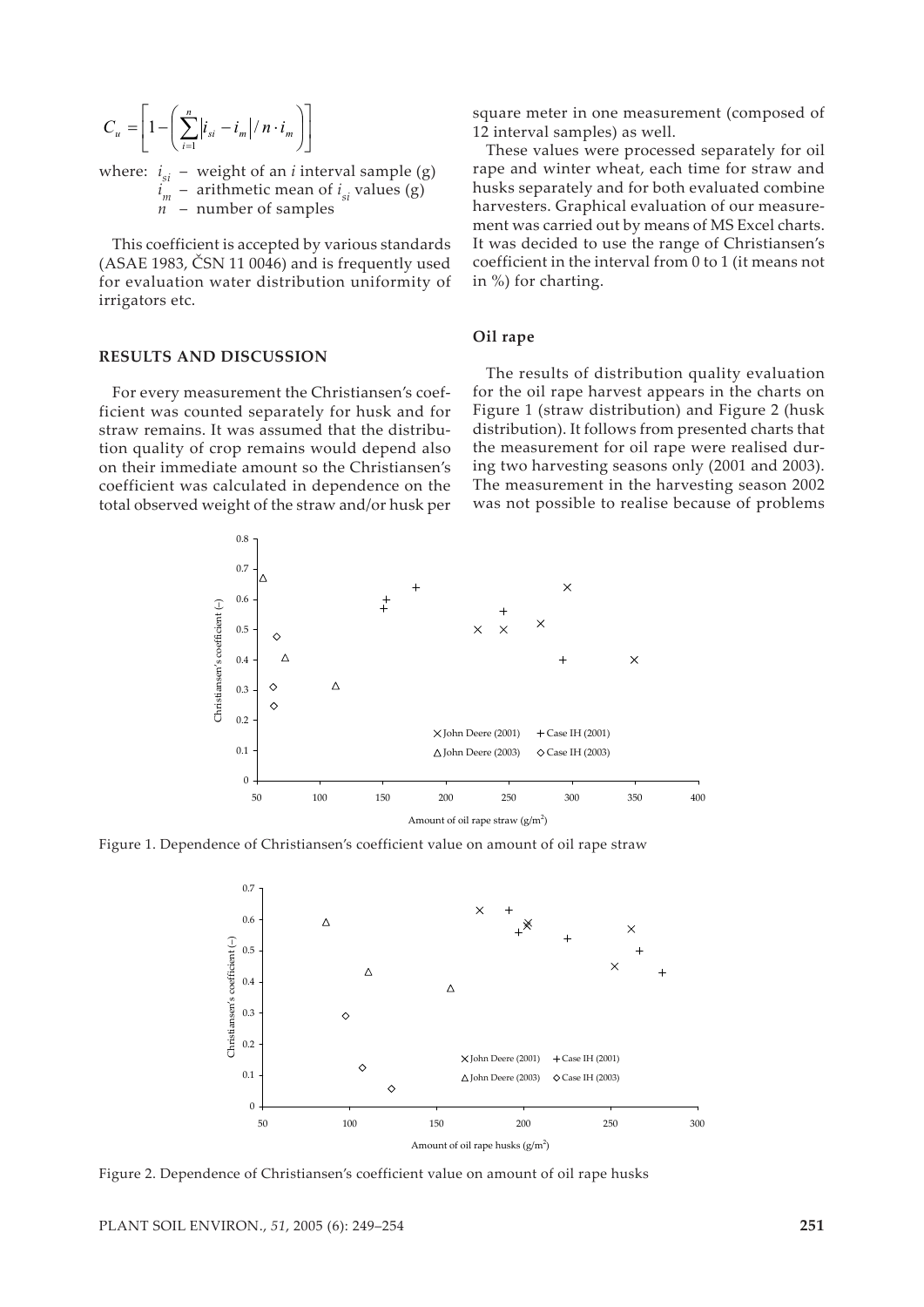$$C_u = \left[1 - \left(\sum_{i=1}^{n} \left|i_{si} - i_m\right| / n \cdot i_m\right)\right]$$

where: $i_{si}$ – weight of an $i$ interval sample (g)
$i_m$ – arithmetic mean of $i_{si}$ values (g)
$n$ – number of samples

This coefficient is accepted by various standards (ASAE 1983, ČSN 11 0046) and is frequently used for evaluation water distribution uniformity of irrigators etc.

## RESULTS AND DISCUSSION

For every measurement the Christiansen's coefficient was counted separately for husk and for straw remains. It was assumed that the distribution quality of crop remains would depend also on their immediate amount so the Christiansen's coefficient was calculated in dependence on the total observed weight of the straw and/or husk per square meter in one measurement (composed of 12 interval samples) as well.

These values were processed separately for oil rape and winter wheat, each time for straw and husks separately and for both evaluated combine harvesters. Graphical evaluation of our measurement was carried out by means of MS Excel charts. It was decided to use the range of Christiansen's coefficient in the interval from 0 to 1 (it means not in %) for charting.

### Oil rape

The results of distribution quality evaluation for the oil rape harvest appears in the charts on Figure 1 (straw distribution) and Figure 2 (husk distribution). It follows from presented charts that the measurement for oil rape were realised during two harvesting seasons only (2001 and 2003). The measurement in the harvesting season 2002 was not possible to realise because of problems

Figure 1. Dependence of Christiansen's coefficient value on amount of oil rape straw

Figure 2. Dependence of Christiansen's coefficient value on amount of oil rape husks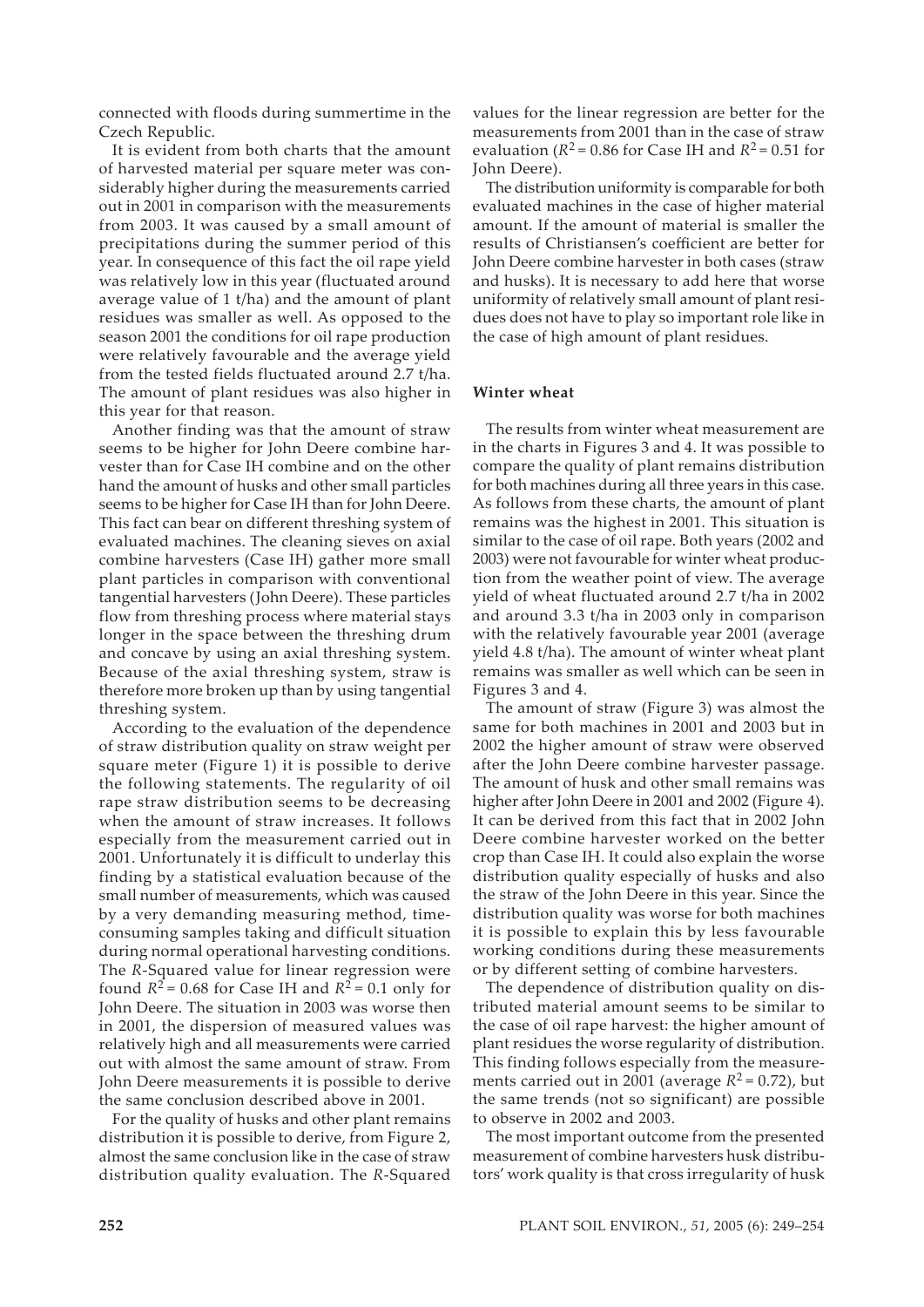connected with floods during summertime in the Czech Republic.

It is evident from both charts that the amount of harvested material per square meter was considerably higher during the measurements carried out in 2001 in comparison with the measurements from 2003. It was caused by a small amount of precipitations during the summer period of this year. In consequence of this fact the oil rape yield was relatively low in this year (fluctuated around average value of 1 t/ha) and the amount of plant residues was smaller as well. As opposed to the season 2001 the conditions for oil rape production were relatively favourable and the average yield from the tested fields fluctuated around 2.7 t/ha. The amount of plant residues was also higher in this year for that reason.

Another finding was that the amount of straw seems to be higher for John Deere combine harvester than for Case IH combine and on the other hand the amount of husks and other small particles seems to be higher for Case IH than for John Deere. This fact can bear on different threshing system of evaluated machines. The cleaning sieves on axial combine harvesters (Case IH) gather more small plant particles in comparison with conventional tangential harvesters (John Deere). These particles flow from threshing process where material stays longer in the space between the threshing drum and concave by using an axial threshing system. Because of the axial threshing system, straw is therefore more broken up than by using tangential threshing system.

According to the evaluation of the dependence of straw distribution quality on straw weight per square meter (Figure 1) it is possible to derive the following statements. The regularity of oil rape straw distribution seems to be decreasing when the amount of straw increases. It follows especially from the measurement carried out in 2001. Unfortunately it is difficult to underlay this finding by a statistical evaluation because of the small number of measurements, which was caused by a very demanding measuring method, time-consuming samples taking and difficult situation during normal operational harvesting conditions. The *R*-Squared value for linear regression were found $R^2 = 0.68$ for Case IH and $R^2 = 0.1$ only for John Deere. The situation in 2003 was worse then in 2001, the dispersion of measured values was relatively high and all measurements were carried out with almost the same amount of straw. From John Deere measurements it is possible to derive the same conclusion described above in 2001.

For the quality of husks and other plant remains distribution it is possible to derive, from Figure 2, almost the same conclusion like in the case of straw distribution quality evaluation. The *R*-Squared values for the linear regression are better for the measurements from 2001 than in the case of straw evaluation ($R^2 = 0.86$ for Case IH and $R^2 = 0.51$ for John Deere).

The distribution uniformity is comparable for both evaluated machines in the case of higher material amount. If the amount of material is smaller the results of Christiansen's coefficient are better for John Deere combine harvester in both cases (straw and husks). It is necessary to add here that worse uniformity of relatively small amount of plant residues does not have to play so important role like in the case of high amount of plant residues.

### Winter wheat

The results from winter wheat measurement are in the charts in Figures 3 and 4. It was possible to compare the quality of plant remains distribution for both machines during all three years in this case. As follows from these charts, the amount of plant remains was the highest in 2001. This situation is similar to the case of oil rape. Both years (2002 and 2003) were not favourable for winter wheat production from the weather point of view. The average yield of wheat fluctuated around 2.7 t/ha in 2002 and around 3.3 t/ha in 2003 only in comparison with the relatively favourable year 2001 (average yield 4.8 t/ha). The amount of winter wheat plant remains was smaller as well which can be seen in Figures 3 and 4.

The amount of straw (Figure 3) was almost the same for both machines in 2001 and 2003 but in 2002 the higher amount of straw were observed after the John Deere combine harvester passage. The amount of husk and other small remains was higher after John Deere in 2001 and 2002 (Figure 4). It can be derived from this fact that in 2002 John Deere combine harvester worked on the better crop than Case IH. It could also explain the worse distribution quality especially of husks and also the straw of the John Deere in this year. Since the distribution quality was worse for both machines it is possible to explain this by less favourable working conditions during these measurements or by different setting of combine harvesters.

The dependence of distribution quality on distributed material amount seems to be similar to the case of oil rape harvest: the higher amount of plant residues the worse regularity of distribution. This finding follows especially from the measurements carried out in 2001 (average $R^2 = 0.72$), but the same trends (not so significant) are possible to observe in 2002 and 2003.

The most important outcome from the presented measurement of combine harvesters husk distributors' work quality is that cross irregularity of husk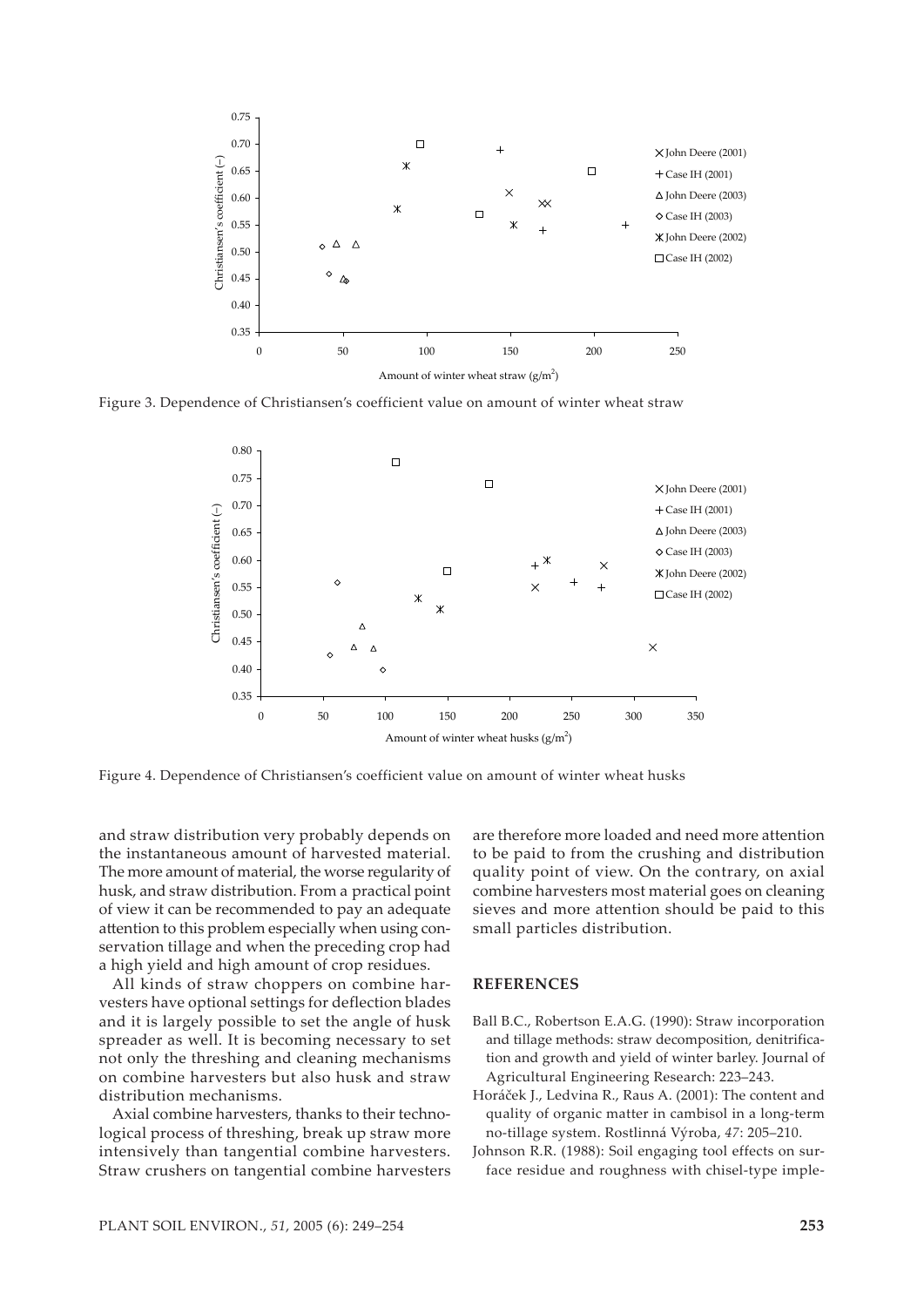Figure 3. Dependence of Christiansen's coefficient value on amount of winter wheat straw

Figure 4. Dependence of Christiansen's coefficient value on amount of winter wheat husks

and straw distribution very probably depends on the instantaneous amount of harvested material. The more amount of material, the worse regularity of husk, and straw distribution. From a practical point of view it can be recommended to pay an adequate attention to this problem especially when using conservation tillage and when the preceding crop had a high yield and high amount of crop residues.

All kinds of straw choppers on combine harvesters have optional settings for deflection blades and it is largely possible to set the angle of husk spreader as well. It is becoming necessary to set not only the threshing and cleaning mechanisms on combine harvesters but also husk and straw distribution mechanisms.

Axial combine harvesters, thanks to their technological process of threshing, break up straw more intensively than tangential combine harvesters. Straw crushers on tangential combine harvesters are therefore more loaded and need more attention to be paid to from the crushing and distribution quality point of view. On the contrary, on axial combine harvesters most material goes on cleaning sieves and more attention should be paid to this small particles distribution.

## REFERENCES

Ball B.C., Robertson E.A.G. (1990): Straw incorporation and tillage methods: straw decomposition, denitrification and growth and yield of winter barley. Journal of Agricultural Engineering Research: 223–243.

Horáček J., Ledvina R., Raus A. (2001): The content and quality of organic matter in cambisol in a long-term no-tillage system. Rostlinná Výroba, *47*: 205–210.

Johnson R.R. (1988): Soil engaging tool effects on surface residue and roughness with chisel-type imple-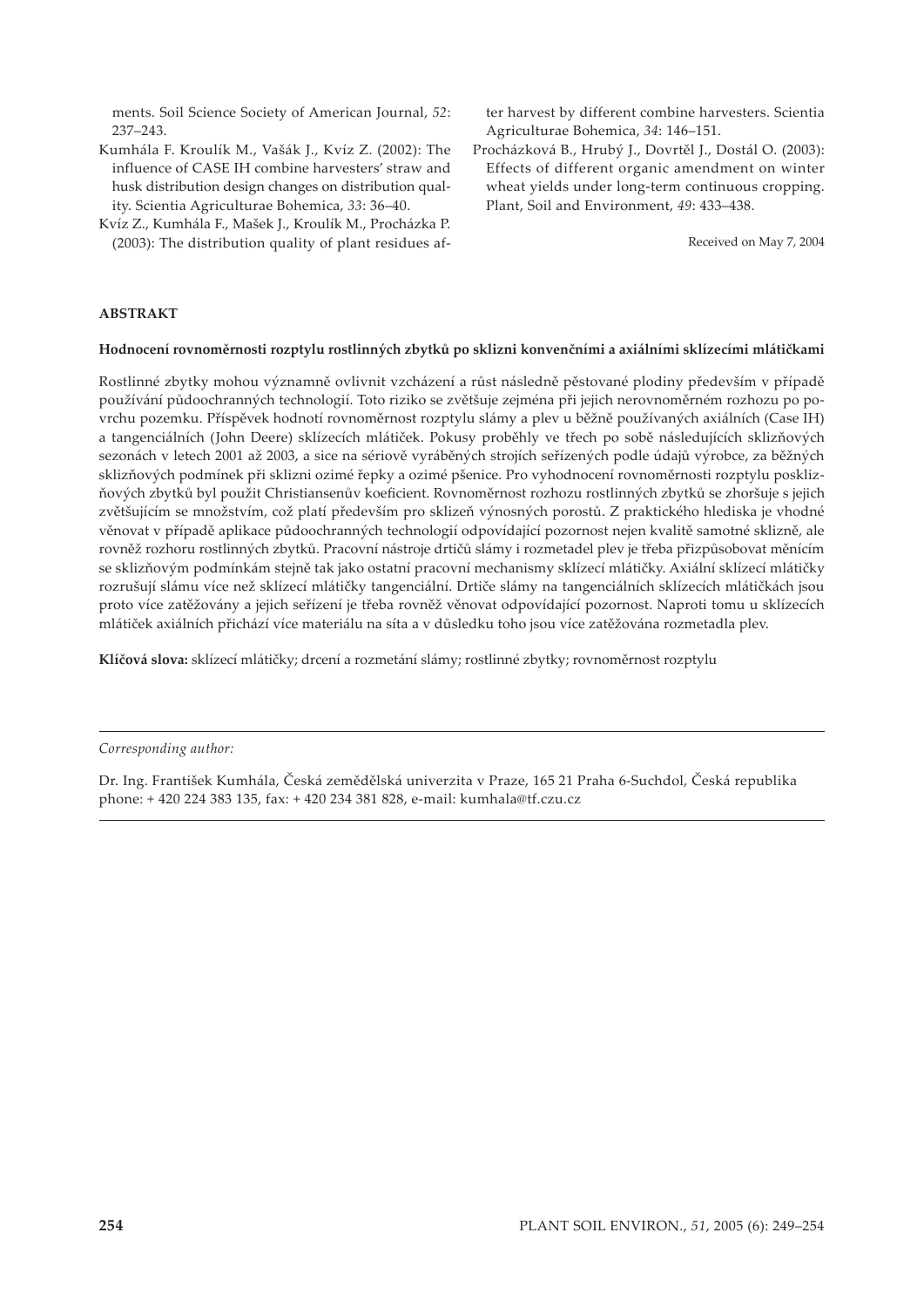ments. Soil Science Society of American Journal, *52*: 237–243.

Kumhála F. Kroulík M., Vašák J., Kvíz Z. (2002): The influence of CASE IH combine harvesters' straw and husk distribution design changes on distribution quality. Scientia Agriculturae Bohemica, *33*: 36–40.

Kvíz Z., Kumhála F., Mašek J., Kroulík M., Procházka P. (2003): The distribution quality of plant residues after harvest by different combine harvesters. Scientia Agriculturae Bohemica, *34*: 146–151.

Procházková B., Hrubý J., Dovrtěl J., Dostál O. (2003): Effects of different organic amendment on winter wheat yields under long-term continuous cropping. Plant, Soil and Environment, *49*: 433–438.

Received on May 7, 2004

## ABSTRAKT

### Hodnocení rovnoměrnosti rozptylu rostlinných zbytků po sklizni konvenčními a axiálními sklízecími mlátičkami

Rostlinné zbytky mohou významně ovlivnit vzcházení a růst následně pěstované plodiny především v případě používání půdoochranných technologií. Toto riziko se zvětšuje zejména při jejich nerovnoměrném rozhozu po povrchu pozemku. Příspěvek hodnotí rovnoměrnost rozptylu slámy a plev u běžně používaných axiálních (Case IH) a tangenciálních (John Deere) sklízecích mlátiček. Pokusy proběhly ve třech po sobě následujících sklizňových sezonách v letech 2001 až 2003, a sice na sériově vyráběných strojích seřízených podle údajů výrobce, za běžných sklizňových podmínek při sklizni ozimé řepky a ozimé pšenice. Pro vyhodnocení rovnoměrnosti rozptylu posklizňových zbytků byl použit Christiansenův koeficient. Rovnoměrnost rozhozu rostlinných zbytků se zhoršuje s jejich zvětšujícím se množstvím, což platí především pro sklizeň výnosných porostů. Z praktického hlediska je vhodné věnovat v případě aplikace půdoochranných technologií odpovídající pozornost nejen kvalitě samotné sklizně, ale rovněž rozhoru rostlinných zbytků. Pracovní nástroje drtičů slámy i rozmetadel plev je třeba přizpůsobovat měnícím se sklizňovým podmínkám stejně tak jako ostatní pracovní mechanismy sklízecí mlátičky. Axiální sklízecí mlátičky rozrušují slámu více než sklízecí mlátičky tangenciální. Drtiče slámy na tangenciálních sklízecích mlátičkách jsou proto více zatěžovány a jejich seřízení je třeba rovněž věnovat odpovídající pozornost. Naproti tomu u sklízecích mlátiček axiálních přichází více materiálu na síta a v důsledku toho jsou více zatěžována rozmetadla plev.

**Klíčová slova:** sklízecí mlátičky; drcení a rozmetání slámy; rostlinné zbytky; rovnoměrnost rozptylu

*Corresponding author:*

Dr. Ing. František Kumhála, Česká zemědělská univerzita v Praze, 165 21 Praha 6-Suchdol, Česká republika
phone: + 420 224 383 135, fax: + 420 234 381 828, e-mail: kumhala@tf.czu.cz